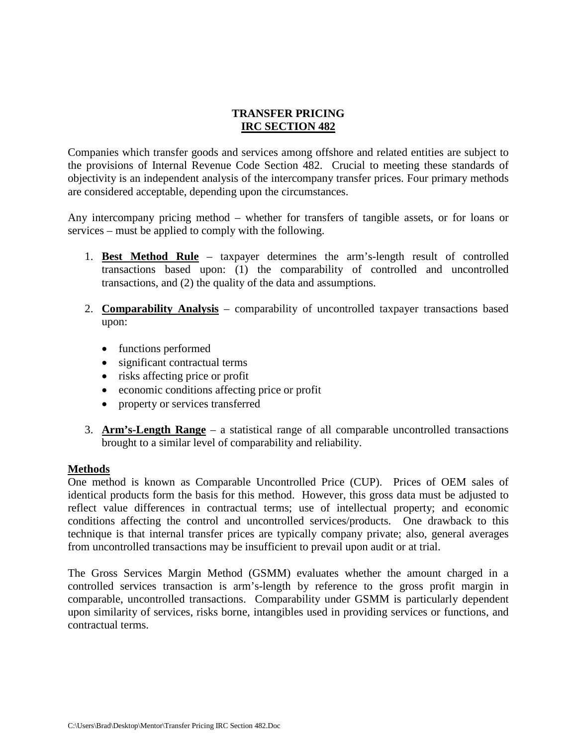# TRANSFER PRICING
## IRC SECTION 482

Companies which transfer goods and services among offshore and related entities are subject to the provisions of Internal Revenue Code Section 482. Crucial to meeting these standards of objectivity is an independent analysis of the intercompany transfer prices. Four primary methods are considered acceptable, depending upon the circumstances.

Any intercompany pricing method – whether for transfers of tangible assets, or for loans or services – must be applied to comply with the following.

1. **Best Method Rule** – taxpayer determines the arm's-length result of controlled transactions based upon: (1) the comparability of controlled and uncontrolled transactions, and (2) the quality of the data and assumptions.

2. **Comparability Analysis** – comparability of uncontrolled taxpayer transactions based upon:

   - functions performed
   - significant contractual terms
   - risks affecting price or profit
   - economic conditions affecting price or profit
   - property or services transferred

3. **Arm's-Length Range** – a statistical range of all comparable uncontrolled transactions brought to a similar level of comparability and reliability.

**Methods**

One method is known as Comparable Uncontrolled Price (CUP). Prices of OEM sales of identical products form the basis for this method. However, this gross data must be adjusted to reflect value differences in contractual terms; use of intellectual property; and economic conditions affecting the control and uncontrolled services/products. One drawback to this technique is that internal transfer prices are typically company private; also, general averages from uncontrolled transactions may be insufficient to prevail upon audit or at trial.

The Gross Services Margin Method (GSMM) evaluates whether the amount charged in a controlled services transaction is arm's-length by reference to the gross profit margin in comparable, uncontrolled transactions. Comparability under GSMM is particularly dependent upon similarity of services, risks borne, intangibles used in providing services or functions, and contractual terms.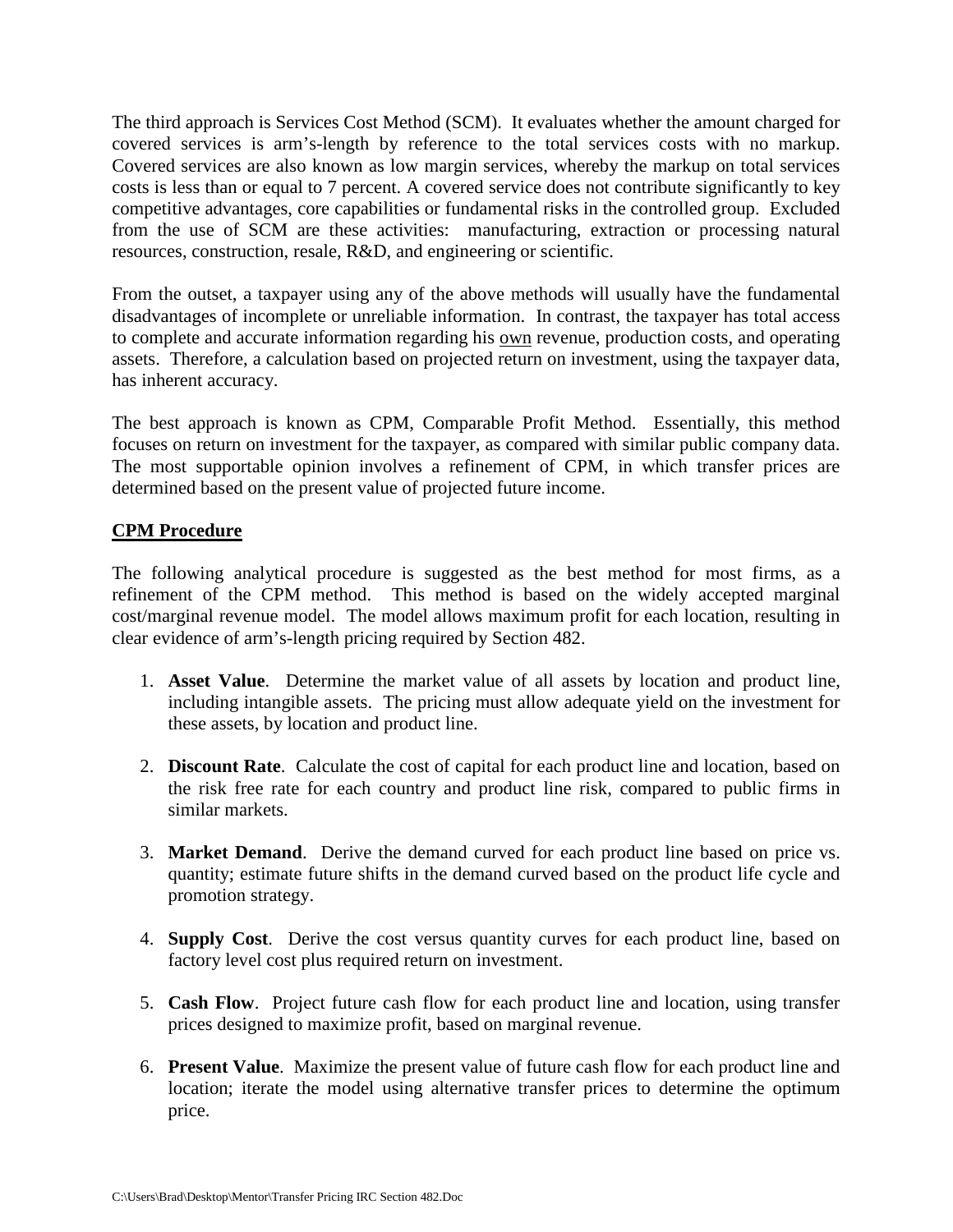The third approach is Services Cost Method (SCM). It evaluates whether the amount charged for covered services is arm's-length by reference to the total services costs with no markup. Covered services are also known as low margin services, whereby the markup on total services costs is less than or equal to 7 percent. A covered service does not contribute significantly to key competitive advantages, core capabilities or fundamental risks in the controlled group. Excluded from the use of SCM are these activities: manufacturing, extraction or processing natural resources, construction, resale, R&D, and engineering or scientific.

From the outset, a taxpayer using any of the above methods will usually have the fundamental disadvantages of incomplete or unreliable information. In contrast, the taxpayer has total access to complete and accurate information regarding his <u>own</u> revenue, production costs, and operating assets. Therefore, a calculation based on projected return on investment, using the taxpayer data, has inherent accuracy.

The best approach is known as CPM, Comparable Profit Method. Essentially, this method focuses on return on investment for the taxpayer, as compared with similar public company data. The most supportable opinion involves a refinement of CPM, in which transfer prices are determined based on the present value of projected future income.

## CPM Procedure

The following analytical procedure is suggested as the best method for most firms, as a refinement of the CPM method. This method is based on the widely accepted marginal cost/marginal revenue model. The model allows maximum profit for each location, resulting in clear evidence of arm's-length pricing required by Section 482.

1. **Asset Value**. Determine the market value of all assets by location and product line, including intangible assets. The pricing must allow adequate yield on the investment for these assets, by location and product line.

2. **Discount Rate**. Calculate the cost of capital for each product line and location, based on the risk free rate for each country and product line risk, compared to public firms in similar markets.

3. **Market Demand**. Derive the demand curved for each product line based on price vs. quantity; estimate future shifts in the demand curved based on the product life cycle and promotion strategy.

4. **Supply Cost**. Derive the cost versus quantity curves for each product line, based on factory level cost plus required return on investment.

5. **Cash Flow**. Project future cash flow for each product line and location, using transfer prices designed to maximize profit, based on marginal revenue.

6. **Present Value**. Maximize the present value of future cash flow for each product line and location; iterate the model using alternative transfer prices to determine the optimum price.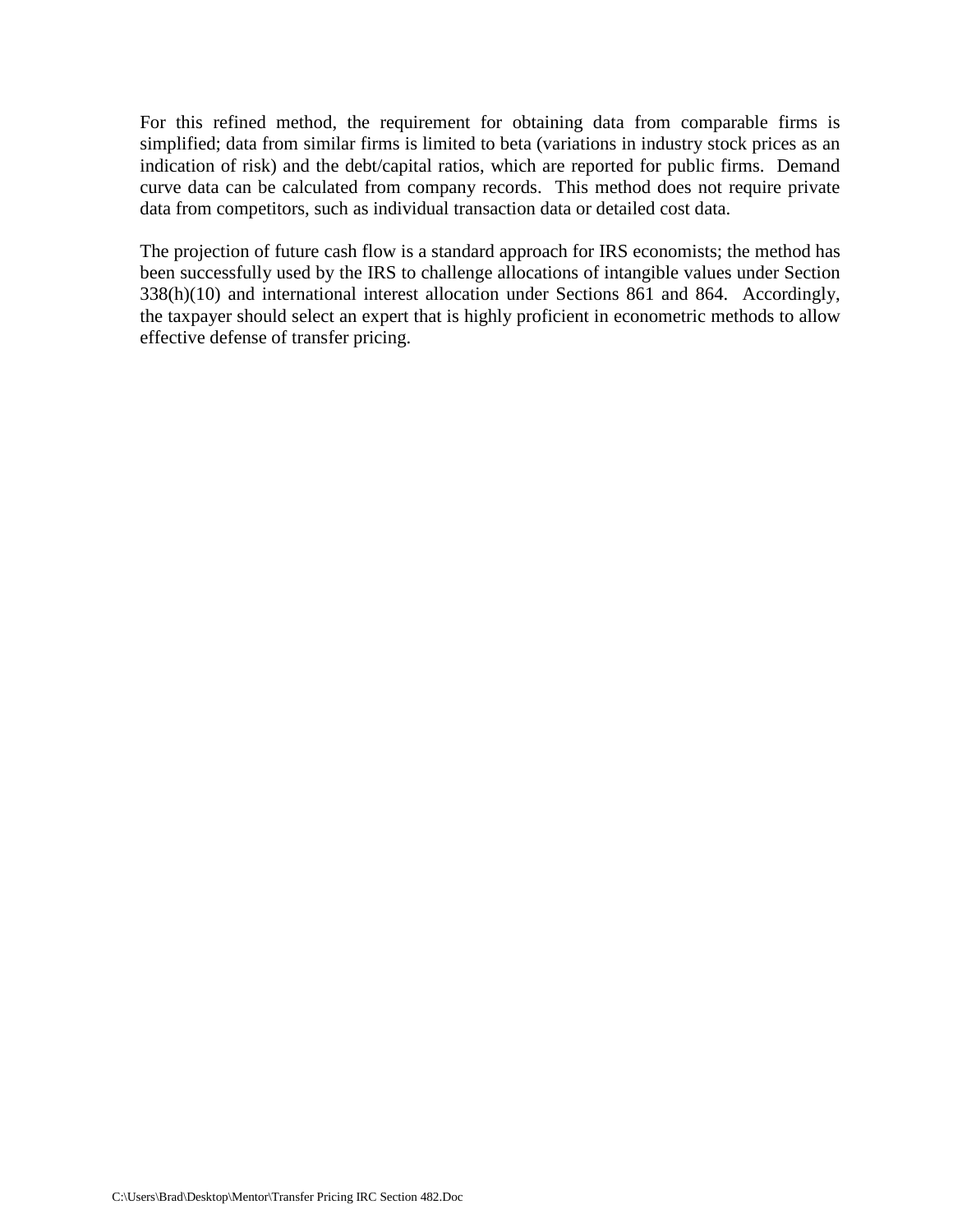For this refined method, the requirement for obtaining data from comparable firms is simplified; data from similar firms is limited to beta (variations in industry stock prices as an indication of risk) and the debt/capital ratios, which are reported for public firms. Demand curve data can be calculated from company records. This method does not require private data from competitors, such as individual transaction data or detailed cost data.

The projection of future cash flow is a standard approach for IRS economists; the method has been successfully used by the IRS to challenge allocations of intangible values under Section 338(h)(10) and international interest allocation under Sections 861 and 864. Accordingly, the taxpayer should select an expert that is highly proficient in econometric methods to allow effective defense of transfer pricing.